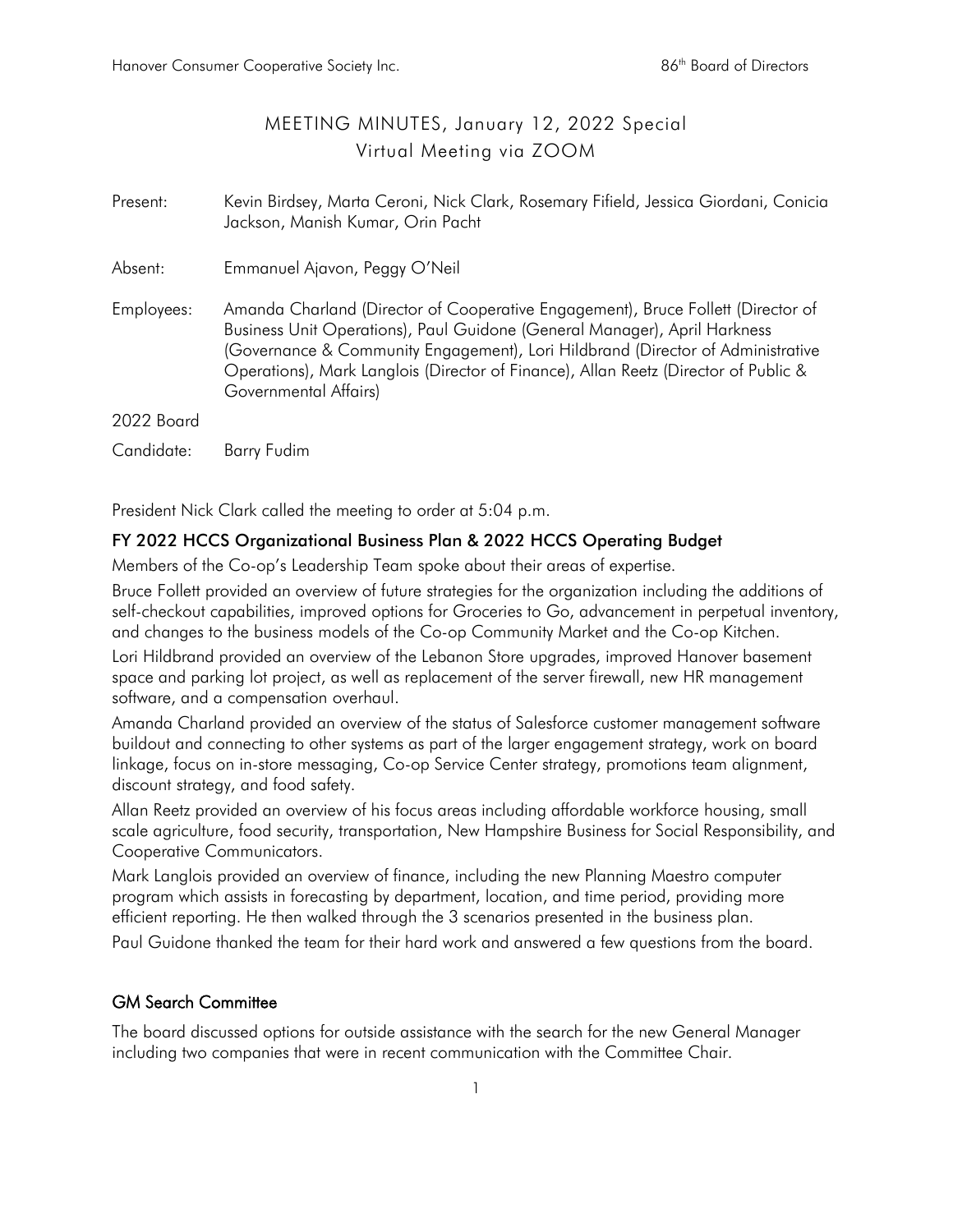# MEETING MINUTES, January 12, 2022 Special

## Virtual Meeting via ZOOM

Present: Kevin Birdsey, Marta Ceroni, Nick Clark, Rosemary Fifield, Jessica Giordani, Conicia Jackson, Manish Kumar, Orin Pacht

Absent: Emmanuel Ajavon, Peggy O'Neil

Employees: Amanda Charland (Director of Cooperative Engagement), Bruce Follett (Director of Business Unit Operations), Paul Guidone (General Manager), April Harkness (Governance & Community Engagement), Lori Hildbrand (Director of Administrative Operations), Mark Langlois (Director of Finance), Allan Reetz (Director of Public & Governmental Affairs)

2022 Board Candidate: Barry Fudim

President Nick Clark called the meeting to order at 5:04 p.m.

## FY 2022 HCCS Organizational Business Plan & 2022 HCCS Operating Budget

Members of the Co-op's Leadership Team spoke about their areas of expertise.

Bruce Follett provided an overview of future strategies for the organization including the additions of self-checkout capabilities, improved options for Groceries to Go, advancement in perpetual inventory, and changes to the business models of the Co-op Community Market and the Co-op Kitchen.

Lori Hildbrand provided an overview of the Lebanon Store upgrades, improved Hanover basement space and parking lot project, as well as replacement of the server firewall, new HR management software, and a compensation overhaul.

Amanda Charland provided an overview of the status of Salesforce customer management software buildout and connecting to other systems as part of the larger engagement strategy, work on board linkage, focus on in-store messaging, Co-op Service Center strategy, promotions team alignment, discount strategy, and food safety.

Allan Reetz provided an overview of his focus areas including affordable workforce housing, small scale agriculture, food security, transportation, New Hampshire Business for Social Responsibility, and Cooperative Communicators.

Mark Langlois provided an overview of finance, including the new Planning Maestro computer program which assists in forecasting by department, location, and time period, providing more efficient reporting. He then walked through the 3 scenarios presented in the business plan.

Paul Guidone thanked the team for their hard work and answered a few questions from the board.

## GM Search Committee

The board discussed options for outside assistance with the search for the new General Manager including two companies that were in recent communication with the Committee Chair.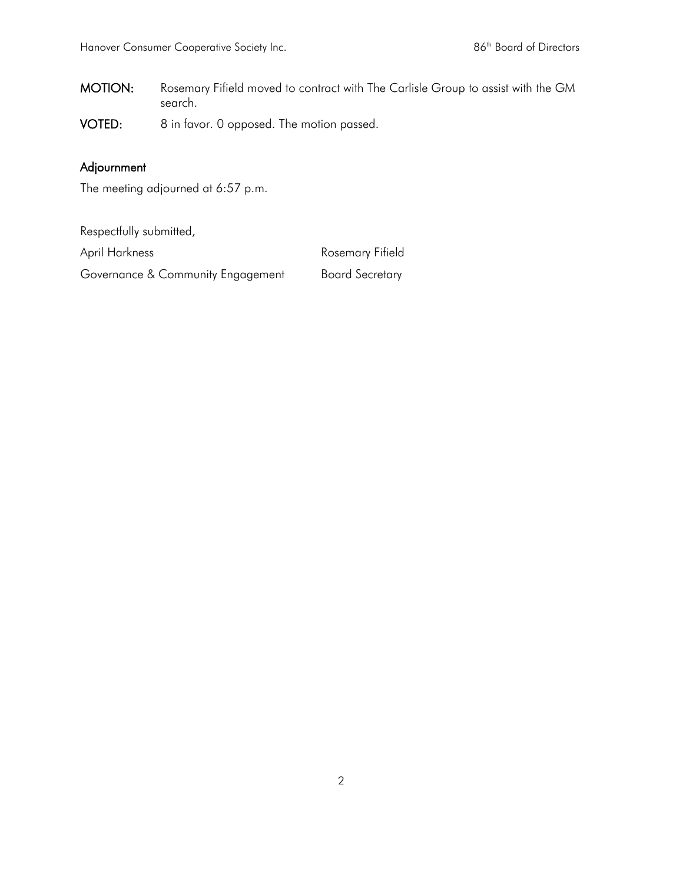**MOTION:** Rosemary Fifield moved to contract with The Carlisle Group to assist with the GM search.

**VOTED:** 8 in favor. 0 opposed. The motion passed.

## Adjournment

The meeting adjourned at 6:57 p.m.

Respectfully submitted,

| | |
|---|---|
| April Harkness | Rosemary Fifield |
| Governance & Community Engagement | Board Secretary |